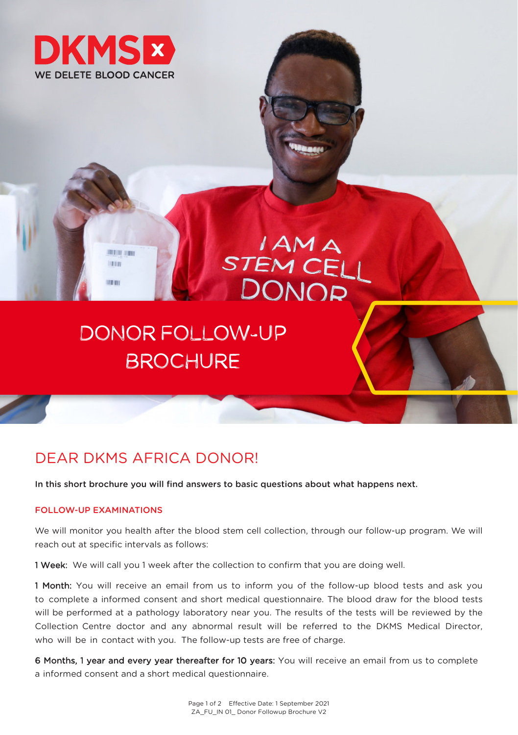DKMS
WE DELETE BLOOD CANCER

# DONOR FOLLOW-UP BROCHURE

## DEAR DKMS AFRICA DONOR!

**In this short brochure you will find answers to basic questions about what happens next.**

### FOLLOW-UP EXAMINATIONS

We will monitor you health after the blood stem cell collection, through our follow-up program. We will reach out at specific intervals as follows:

**1 Week:** We will call you 1 week after the collection to confirm that you are doing well.

**1 Month:** You will receive an email from us to inform you of the follow-up blood tests and ask you to complete a informed consent and short medical questionnaire. The blood draw for the blood tests will be performed at a pathology laboratory near you. The results of the tests will be reviewed by the Collection Centre doctor and any abnormal result will be referred to the DKMS Medical Director, who will be in contact with you. The follow-up tests are free of charge.

**6 Months, 1 year and every year thereafter for 10 years:** You will receive an email from us to complete a informed consent and a short medical questionnaire.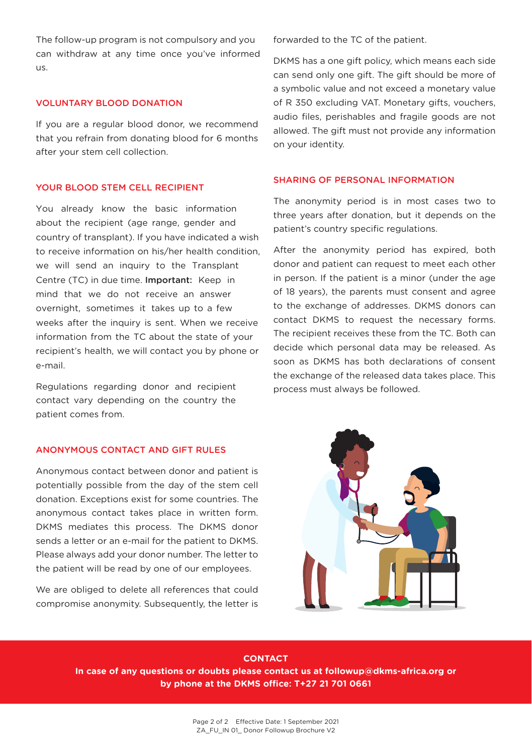The follow-up program is not compulsory and you can withdraw at any time once you've informed us.

## VOLUNTARY BLOOD DONATION

If you are a regular blood donor, we recommend that you refrain from donating blood for 6 months after your stem cell collection.

## YOUR BLOOD STEM CELL RECIPIENT

You already know the basic information about the recipient (age range, gender and country of transplant). If you have indicated a wish to receive information on his/her health condition, we will send an inquiry to the Transplant Centre (TC) in due time. **Important:** Keep in mind that we do not receive an answer overnight, sometimes it takes up to a few weeks after the inquiry is sent. When we receive information from the TC about the state of your recipient's health, we will contact you by phone or e-mail.

Regulations regarding donor and recipient contact vary depending on the country the patient comes from.

## ANONYMOUS CONTACT AND GIFT RULES

Anonymous contact between donor and patient is potentially possible from the day of the stem cell donation. Exceptions exist for some countries. The anonymous contact takes place in written form. DKMS mediates this process. The DKMS donor sends a letter or an e-mail for the patient to DKMS. Please always add your donor number. The letter to the patient will be read by one of our employees.

We are obliged to delete all references that could compromise anonymity. Subsequently, the letter is forwarded to the TC of the patient.

DKMS has a one gift policy, which means each side can send only one gift. The gift should be more of a symbolic value and not exceed a monetary value of R 350 excluding VAT. Monetary gifts, vouchers, audio files, perishables and fragile goods are not allowed. The gift must not provide any information on your identity.

## SHARING OF PERSONAL INFORMATION

The anonymity period is in most cases two to three years after donation, but it depends on the patient's country specific regulations.

After the anonymity period has expired, both donor and patient can request to meet each other in person. If the patient is a minor (under the age of 18 years), the parents must consent and agree to the exchange of addresses. DKMS donors can contact DKMS to request the necessary forms. The recipient receives these from the TC. Both can decide which personal data may be released. As soon as DKMS has both declarations of consent the exchange of the released data takes place. This process must always be followed.

## CONTACT

**In case of any questions or doubts please contact us at followup@dkms-africa.org or by phone at the DKMS office: T+27 21 701 0661**

Effective Date: 1 September 2021
ZA_FU_IN 01_ Donor Followup Brochure V2